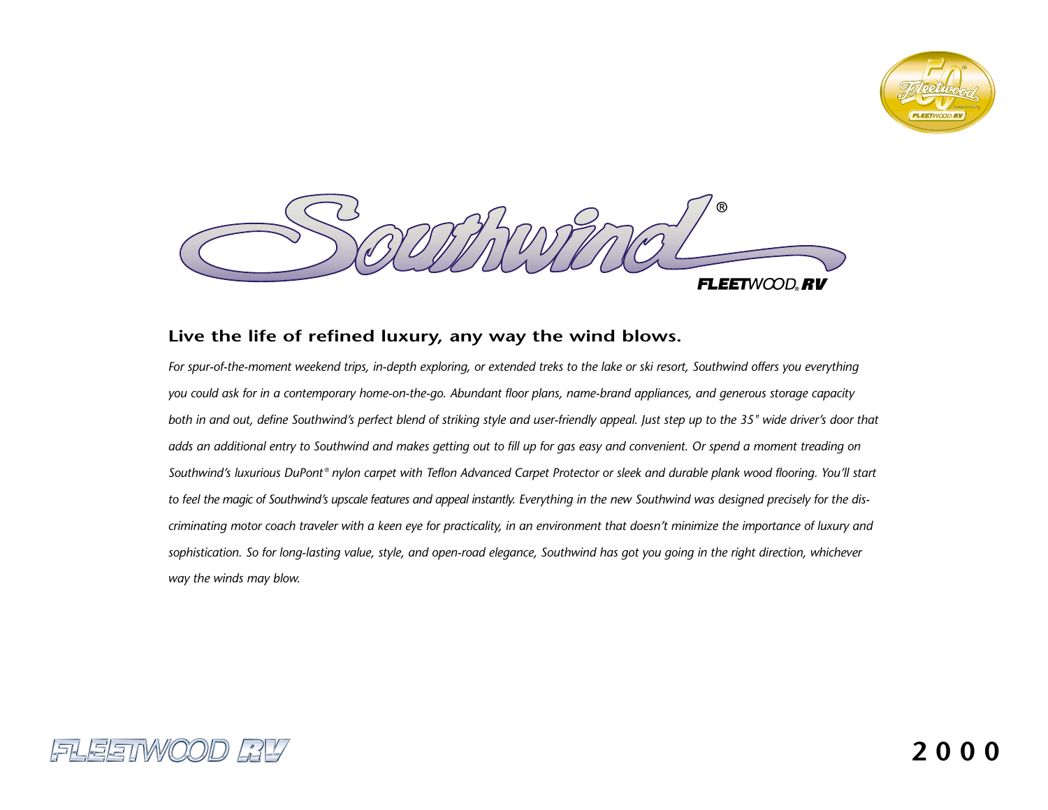# Southwind®

FLEETWOOD® RV

## Live the life of refined luxury, any way the wind blows.

*For spur-of-the-moment weekend trips, in-depth exploring, or extended treks to the lake or ski resort, Southwind offers you everything you could ask for in a contemporary home-on-the-go. Abundant floor plans, name-brand appliances, and generous storage capacity both in and out, define Southwind's perfect blend of striking style and user-friendly appeal. Just step up to the 35" wide driver's door that adds an additional entry to Southwind and makes getting out to fill up for gas easy and convenient. Or spend a moment treading on Southwind's luxurious DuPont® nylon carpet with Teflon Advanced Carpet Protector or sleek and durable plank wood flooring. You'll start to feel the magic of Southwind's upscale features and appeal instantly. Everything in the new Southwind was designed precisely for the discriminating motor coach traveler with a keen eye for practicality, in an environment that doesn't minimize the importance of luxury and sophistication. So for long-lasting value, style, and open-road elegance, Southwind has got you going in the right direction, whichever way the winds may blow.*

FLEETWOOD RV

2000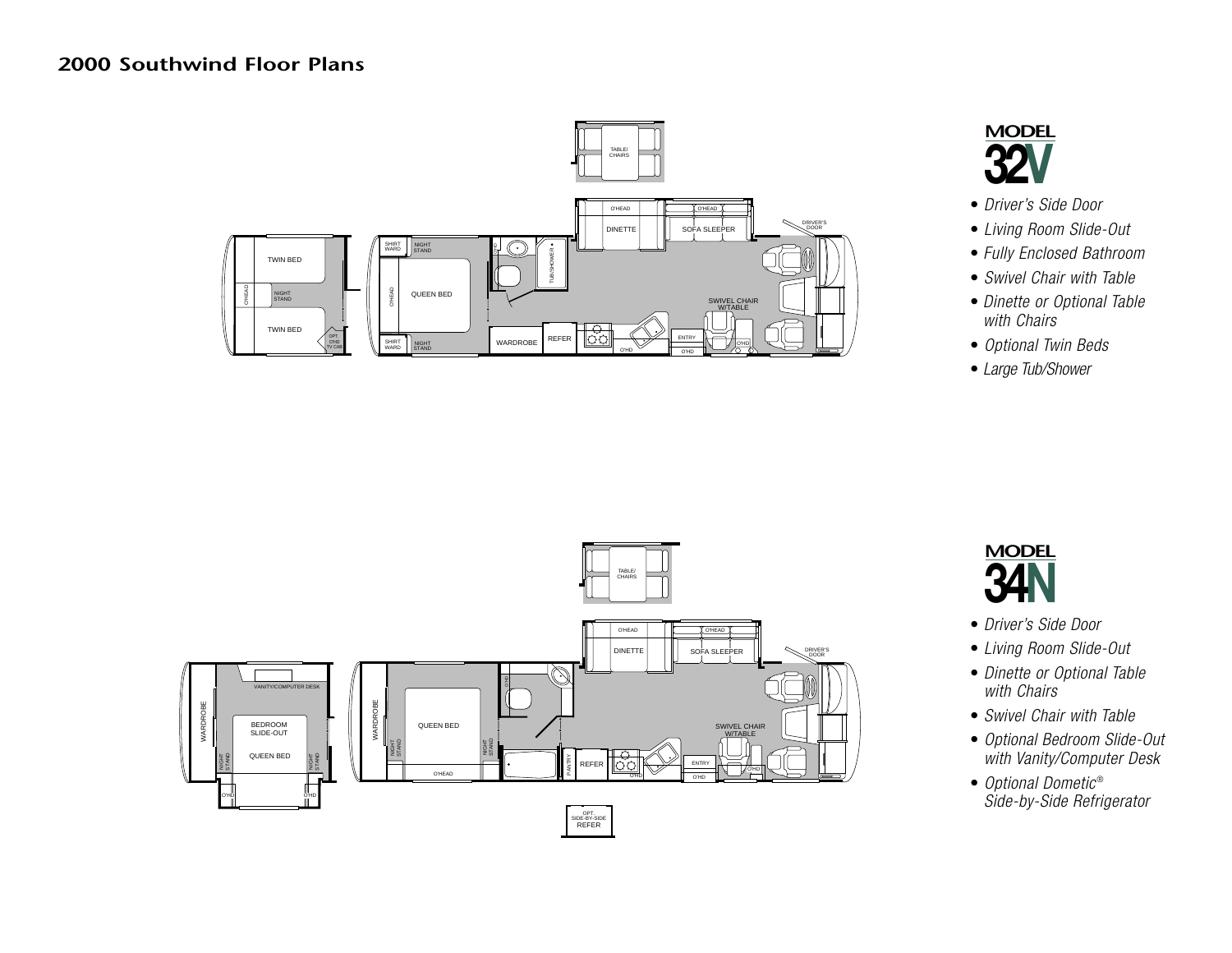# 2000 Southwind Floor Plans

## MODEL 32V

- *Driver's Side Door*
- *Living Room Slide-Out*
- *Fully Enclosed Bathroom*
- *Swivel Chair with Table*
- *Dinette or Optional Table with Chairs*
- *Optional Twin Beds*
- *Large Tub/Shower*

## MODEL 34N

- *Driver's Side Door*
- *Living Room Slide-Out*
- *Dinette or Optional Table with Chairs*
- *Swivel Chair with Table*
- *Optional Bedroom Slide-Out with Vanity/Computer Desk*
- *Optional Dometic® Side-by-Side Refrigerator*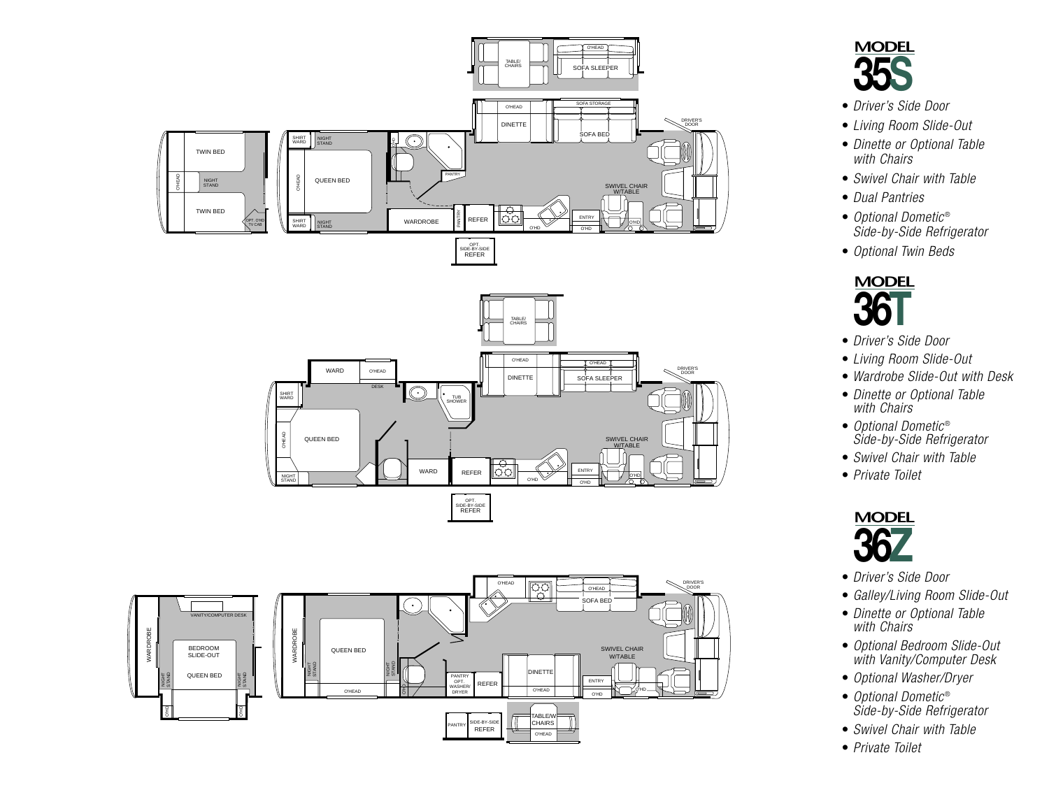## MODEL 35S

- *Driver's Side Door*
- *Living Room Slide-Out*
- *Dinette or Optional Table with Chairs*
- *Swivel Chair with Table*
- *Dual Pantries*
- *Optional Dometic® Side-by-Side Refrigerator*
- *Optional Twin Beds*

## MODEL 36T

- *Driver's Side Door*
- *Living Room Slide-Out*
- *Wardrobe Slide-Out with Desk*
- *Dinette or Optional Table with Chairs*
- *Optional Dometic® Side-by-Side Refrigerator*
- *Swivel Chair with Table*
- *Private Toilet*

## MODEL 36Z

- *Driver's Side Door*
- *Galley/Living Room Slide-Out*
- *Dinette or Optional Table with Chairs*
- *Optional Bedroom Slide-Out with Vanity/Computer Desk*
- *Optional Washer/Dryer*
- *Optional Dometic® Side-by-Side Refrigerator*
- *Swivel Chair with Table*
- *Private Toilet*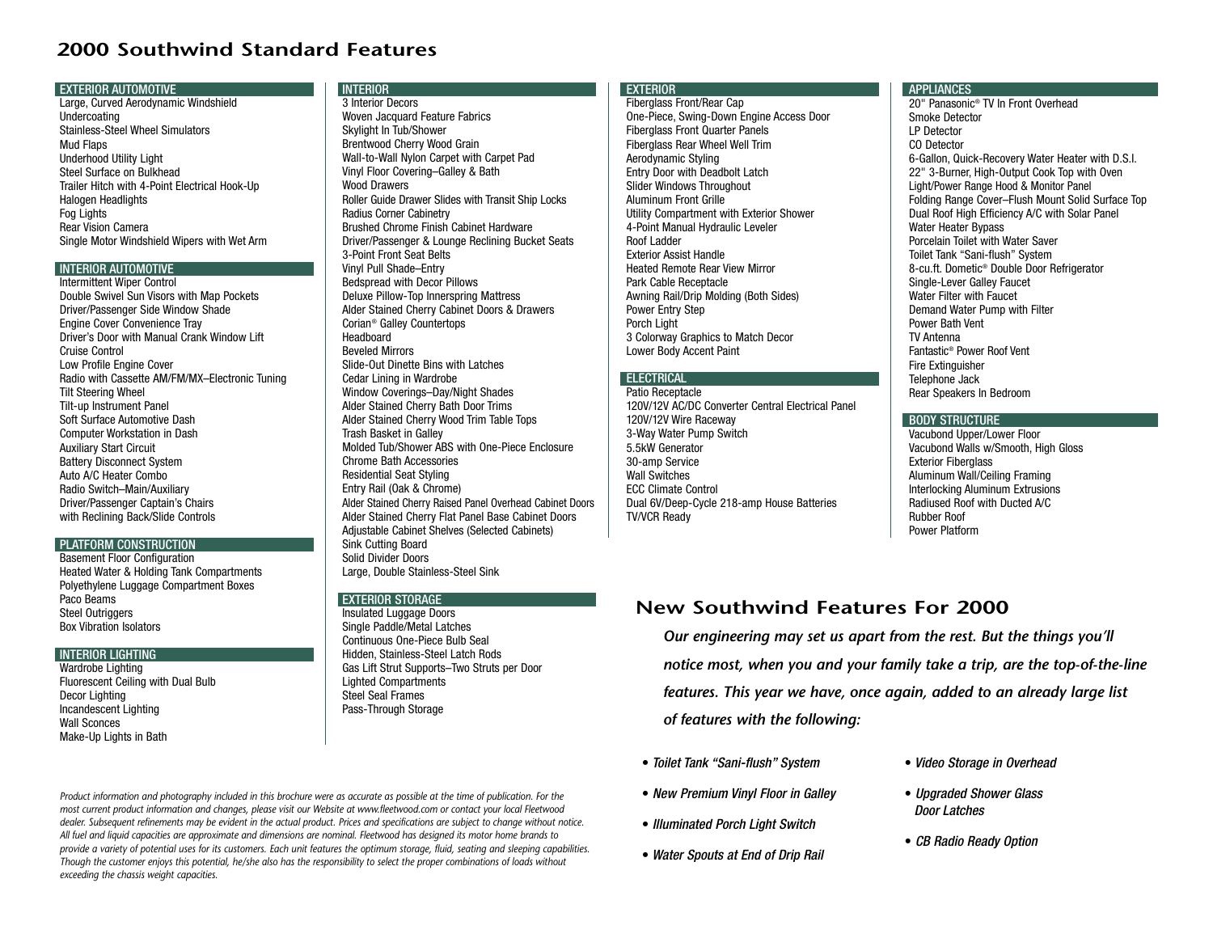# 2000 Southwind Standard Features

## EXTERIOR AUTOMOTIVE

Large, Curved Aerodynamic Windshield
Undercoating
Stainless-Steel Wheel Simulators
Mud Flaps
Underhood Utility Light
Steel Surface on Bulkhead
Trailer Hitch with 4-Point Electrical Hook-Up
Halogen Headlights
Fog Lights
Rear Vision Camera
Single Motor Windshield Wipers with Wet Arm

## INTERIOR AUTOMOTIVE

Intermittent Wiper Control
Double Swivel Sun Visors with Map Pockets
Driver/Passenger Side Window Shade
Engine Cover Convenience Tray
Driver's Door with Manual Crank Window Lift
Cruise Control
Low Profile Engine Cover
Radio with Cassette AM/FM/MX–Electronic Tuning
Tilt Steering Wheel
Tilt-up Instrument Panel
Soft Surface Automotive Dash
Computer Workstation in Dash
Auxiliary Start Circuit
Battery Disconnect System
Auto A/C Heater Combo
Radio Switch–Main/Auxiliary
Driver/Passenger Captain's Chairs
with Reclining Back/Slide Controls

## PLATFORM CONSTRUCTION

Basement Floor Configuration
Heated Water & Holding Tank Compartments
Polyethylene Luggage Compartment Boxes
Paco Beams
Steel Outriggers
Box Vibration Isolators

## INTERIOR LIGHTING

Wardrobe Lighting
Fluorescent Ceiling with Dual Bulb
Decor Lighting
Incandescent Lighting
Wall Sconces
Make-Up Lights in Bath

## INTERIOR

3 Interior Decors
Woven Jacquard Feature Fabrics
Skylight In Tub/Shower
Brentwood Cherry Wood Grain
Wall-to-Wall Nylon Carpet with Carpet Pad
Vinyl Floor Covering–Galley & Bath
Wood Drawers
Roller Guide Drawer Slides with Transit Ship Locks
Radius Corner Cabinetry
Brushed Chrome Finish Cabinet Hardware
Driver/Passenger & Lounge Reclining Bucket Seats
3-Point Front Seat Belts
Vinyl Pull Shade–Entry
Bedspread with Decor Pillows
Deluxe Pillow-Top Innerspring Mattress
Alder Stained Cherry Cabinet Doors & Drawers
Corian® Galley Countertops
Headboard
Beveled Mirrors
Slide-Out Dinette Bins with Latches
Cedar Lining in Wardrobe
Window Coverings–Day/Night Shades
Alder Stained Cherry Bath Door Trims
Alder Stained Cherry Wood Trim Table Tops
Trash Basket in Galley
Molded Tub/Shower ABS with One-Piece Enclosure
Chrome Bath Accessories
Residential Seat Styling
Entry Rail (Oak & Chrome)
Alder Stained Cherry Raised Panel Overhead Cabinet Doors
Alder Stained Cherry Flat Panel Base Cabinet Doors
Adjustable Cabinet Shelves (Selected Cabinets)
Sink Cutting Board
Solid Divider Doors
Large, Double Stainless-Steel Sink

## EXTERIOR STORAGE

Insulated Luggage Doors
Single Paddle/Metal Latches
Continuous One-Piece Bulb Seal
Hidden, Stainless-Steel Latch Rods
Gas Lift Strut Supports–Two Struts per Door
Lighted Compartments
Steel Seal Frames
Pass-Through Storage

## EXTERIOR

Fiberglass Front/Rear Cap
One-Piece, Swing-Down Engine Access Door
Fiberglass Front Quarter Panels
Fiberglass Rear Wheel Well Trim
Aerodynamic Styling
Entry Door with Deadbolt Latch
Slider Windows Throughout
Aluminum Front Grille
Utility Compartment with Exterior Shower
4-Point Manual Hydraulic Leveler
Roof Ladder
Exterior Assist Handle
Heated Remote Rear View Mirror
Park Cable Receptacle
Awning Rail/Drip Molding (Both Sides)
Power Entry Step
Porch Light
3 Colorway Graphics to Match Decor
Lower Body Accent Paint

## ELECTRICAL

Patio Receptacle
120V/12V AC/DC Converter Central Electrical Panel
120V/12V Wire Raceway
3-Way Water Pump Switch
5.5kW Generator
30-amp Service
Wall Switches
ECC Climate Control
Dual 6V/Deep-Cycle 218-amp House Batteries
TV/VCR Ready

## APPLIANCES

20" Panasonic® TV In Front Overhead
Smoke Detector
LP Detector
CO Detector
6-Gallon, Quick-Recovery Water Heater with D.S.I.
22" 3-Burner, High-Output Cook Top with Oven
Light/Power Range Hood & Monitor Panel
Folding Range Cover–Flush Mount Solid Surface Top
Dual Roof High Efficiency A/C with Solar Panel
Water Heater Bypass
Porcelain Toilet with Water Saver
Toilet Tank "Sani-flush" System
8-cu.ft. Dometic® Double Door Refrigerator
Single-Lever Galley Faucet
Water Filter with Faucet
Demand Water Pump with Filter
Power Bath Vent
TV Antenna
Fantastic® Power Roof Vent
Fire Extinguisher
Telephone Jack
Rear Speakers In Bedroom

## BODY STRUCTURE

Vacubond Upper/Lower Floor
Vacubond Walls w/Smooth, High Gloss
Exterior Fiberglass
Aluminum Wall/Ceiling Framing
Interlocking Aluminum Extrusions
Radiused Roof with Ducted A/C
Rubber Roof
Power Platform

# New Southwind Features For 2000

***Our engineering may set us apart from the rest. But the things you'll notice most, when you and your family take a trip, are the top-of-the-line features. This year we have, once again, added to an already large list of features with the following:***

- *Toilet Tank "Sani-flush" System*
- *New Premium Vinyl Floor in Galley*
- *Illuminated Porch Light Switch*
- *Water Spouts at End of Drip Rail*
- *Video Storage in Overhead*
- *Upgraded Shower Glass Door Latches*
- *CB Radio Ready Option*

*Product information and photography included in this brochure were as accurate as possible at the time of publication. For the most current product information and changes, please visit our Website at www.fleetwood.com or contact your local Fleetwood dealer. Subsequent refinements may be evident in the actual product. Prices and specifications are subject to change without notice. All fuel and liquid capacities are approximate and dimensions are nominal. Fleetwood has designed its motor home brands to provide a variety of potential uses for its customers. Each unit features the optimum storage, fluid, seating and sleeping capabilities. Though the customer enjoys this potential, he/she also has the responsibility to select the proper combinations of loads without exceeding the chassis weight capacities.*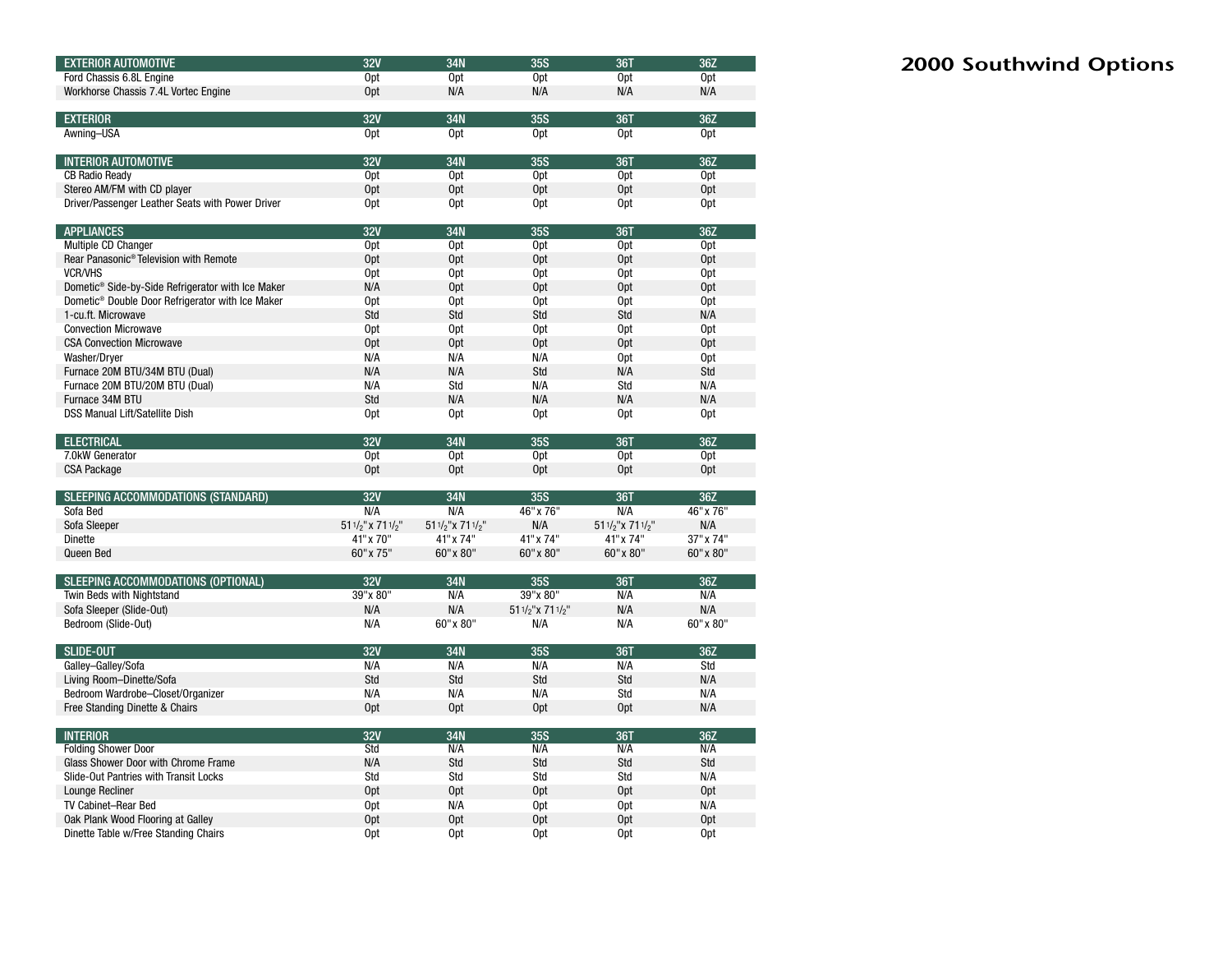# 2000 Southwind Options

| EXTERIOR AUTOMOTIVE | 32V | 34N | 35S | 36T | 36Z |
|---|---|---|---|---|---|
| Ford Chassis 6.8L Engine | Opt | Opt | Opt | Opt | Opt |
| Workhorse Chassis 7.4L Vortec Engine | Opt | N/A | N/A | N/A | N/A |

| EXTERIOR | 32V | 34N | 35S | 36T | 36Z |
|---|---|---|---|---|---|
| Awning–USA | Opt | Opt | Opt | Opt | Opt |

| INTERIOR AUTOMOTIVE | 32V | 34N | 35S | 36T | 36Z |
|---|---|---|---|---|---|
| CB Radio Ready | Opt | Opt | Opt | Opt | Opt |
| Stereo AM/FM with CD player | Opt | Opt | Opt | Opt | Opt |
| Driver/Passenger Leather Seats with Power Driver | Opt | Opt | Opt | Opt | Opt |

| APPLIANCES | 32V | 34N | 35S | 36T | 36Z |
|---|---|---|---|---|---|
| Multiple CD Changer | Opt | Opt | Opt | Opt | Opt |
| Rear Panasonic® Television with Remote | Opt | Opt | Opt | Opt | Opt |
| VCR/VHS | Opt | Opt | Opt | Opt | Opt |
| Dometic® Side-by-Side Refrigerator with Ice Maker | N/A | Opt | Opt | Opt | Opt |
| Dometic® Double Door Refrigerator with Ice Maker | Opt | Opt | Opt | Opt | Opt |
| 1-cu.ft. Microwave | Std | Std | Std | Std | N/A |
| Convection Microwave | Opt | Opt | Opt | Opt | Opt |
| CSA Convection Microwave | Opt | Opt | Opt | Opt | Opt |
| Washer/Dryer | N/A | N/A | N/A | Opt | Opt |
| Furnace 20M BTU/34M BTU (Dual) | N/A | N/A | Std | N/A | Std |
| Furnace 20M BTU/20M BTU (Dual) | N/A | Std | N/A | Std | N/A |
| Furnace 34M BTU | Std | N/A | N/A | N/A | N/A |
| DSS Manual Lift/Satellite Dish | Opt | Opt | Opt | Opt | Opt |

| ELECTRICAL | 32V | 34N | 35S | 36T | 36Z |
|---|---|---|---|---|---|
| 7.0kW Generator | Opt | Opt | Opt | Opt | Opt |
| CSA Package | Opt | Opt | Opt | Opt | Opt |

| SLEEPING ACCOMMODATIONS (STANDARD) | 32V | 34N | 35S | 36T | 36Z |
|---|---|---|---|---|---|
| Sofa Bed | N/A | N/A | 46" x 76" | N/A | 46" x 76" |
| Sofa Sleeper | 51 1/2" x 71 1/2" | 51 1/2" x 71 1/2" | N/A | 51 1/2" x 71 1/2" | N/A |
| Dinette | 41" x 70" | 41" x 74" | 41" x 74" | 41" x 74" | 37" x 74" |
| Queen Bed | 60" x 75" | 60" x 80" | 60" x 80" | 60" x 80" | 60" x 80" |

| SLEEPING ACCOMMODATIONS (OPTIONAL) | 32V | 34N | 35S | 36T | 36Z |
|---|---|---|---|---|---|
| Twin Beds with Nightstand | 39" x 80" | N/A | 39" x 80" | N/A | N/A |
| Sofa Sleeper (Slide-Out) | N/A | N/A | 51 1/2" x 71 1/2" | N/A | N/A |
| Bedroom (Slide-Out) | N/A | 60" x 80" | N/A | N/A | 60" x 80" |

| SLIDE-OUT | 32V | 34N | 35S | 36T | 36Z |
|---|---|---|---|---|---|
| Galley–Galley/Sofa | N/A | N/A | N/A | N/A | Std |
| Living Room–Dinette/Sofa | Std | Std | Std | Std | N/A |
| Bedroom Wardrobe–Closet/Organizer | N/A | N/A | N/A | Std | N/A |
| Free Standing Dinette & Chairs | Opt | Opt | Opt | Opt | N/A |

| INTERIOR | 32V | 34N | 35S | 36T | 36Z |
|---|---|---|---|---|---|
| Folding Shower Door | Std | N/A | N/A | N/A | N/A |
| Glass Shower Door with Chrome Frame | N/A | Std | Std | Std | Std |
| Slide-Out Pantries with Transit Locks | Std | Std | Std | Std | N/A |
| Lounge Recliner | Opt | Opt | Opt | Opt | Opt |
| TV Cabinet–Rear Bed | Opt | N/A | Opt | Opt | N/A |
| Oak Plank Wood Flooring at Galley | Opt | Opt | Opt | Opt | Opt |
| Dinette Table w/Free Standing Chairs | Opt | Opt | Opt | Opt | Opt |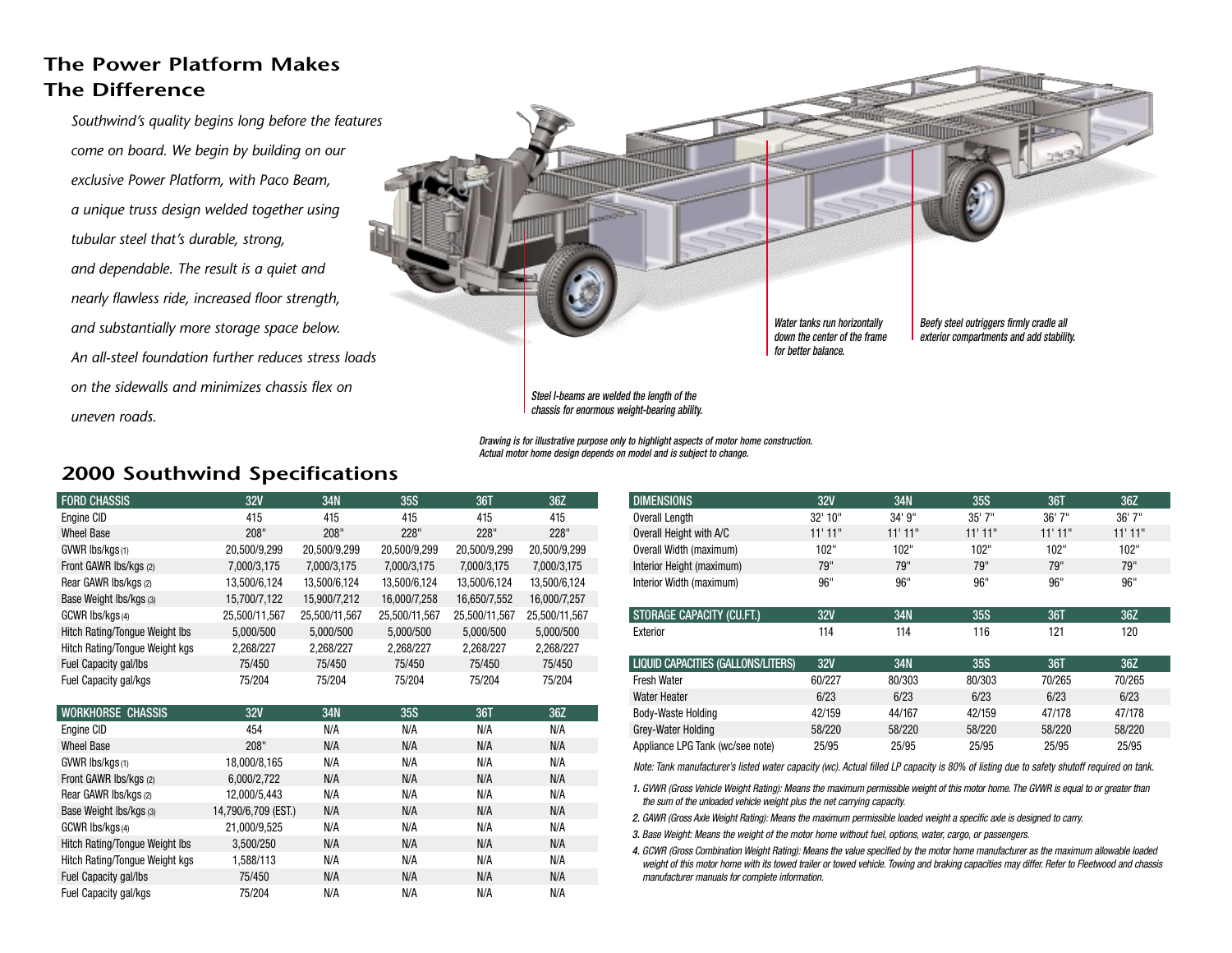## The Power Platform Makes The Difference

*Southwind's quality begins long before the features come on board. We begin by building on our exclusive Power Platform, with Paco Beam, a unique truss design welded together using tubular steel that's durable, strong, and dependable. The result is a quiet and nearly flawless ride, increased floor strength, and substantially more storage space below. An all-steel foundation further reduces stress loads on the sidewalls and minimizes chassis flex on uneven roads.*

*Water tanks run horizontally down the center of the frame for better balance.*

*Beefy steel outriggers firmly cradle all exterior compartments and add stability.*

*Steel I-beams are welded the length of the chassis for enormous weight-bearing ability.*

*Drawing is for illustrative purpose only to highlight aspects of motor home construction. Actual motor home design depends on model and is subject to change.*

## 2000 Southwind Specifications

| FORD CHASSIS | 32V | 34N | 35S | 36T | 36Z |
|---|---|---|---|---|---|
| Engine CID | 415 | 415 | 415 | 415 | 415 |
| Wheel Base | 208" | 228" | 228" | 228" | 228" |
| GVWR lbs/kgs (1) | 20,500/9,299 | 20,500/9,299 | 20,500/9,299 | 20,500/9,299 | 20,500/9,299 |
| Front GAWR lbs/kgs (2) | 7,000/3,175 | 7,000/3,175 | 7,000/3,175 | 7,000/3,175 | 7,000/3,175 |
| Rear GAWR lbs/kgs (2) | 13,500/6,124 | 13,500/6,124 | 13,500/6,124 | 13,500/6,124 | 13,500/6,124 |
| Base Weight lbs/kgs (3) | 15,700/7,122 | 15,900/7,212 | 16,000/7,258 | 16,650/7,552 | 16,000/7,257 |
| GCWR lbs/kgs (4) | 25,500/11,567 | 25,500/11,567 | 25,500/11,567 | 25,500/11,567 | 25,500/11,567 |
| Hitch Rating/Tongue Weight lbs | 5,000/500 | 5,000/500 | 5,000/500 | 5,000/500 | 5,000/500 |
| Hitch Rating/Tongue Weight kgs | 2,268/227 | 2,268/227 | 2,268/227 | 2,268/227 | 2,268/227 |
| Fuel Capacity gal/lbs | 75/450 | 75/450 | 75/450 | 75/450 | 75/450 |
| Fuel Capacity gal/kgs | 75/204 | 75/204 | 75/204 | 75/204 | 75/204 |

| WORKHORSE CHASSIS | 32V | 34N | 35S | 36T | 36Z |
|---|---|---|---|---|---|
| Engine CID | 454 | N/A | N/A | N/A | N/A |
| Wheel Base | 208" | N/A | N/A | N/A | N/A |
| GVWR lbs/kgs (1) | 18,000/8,165 | N/A | N/A | N/A | N/A |
| Front GAWR lbs/kgs (2) | 6,000/2,722 | N/A | N/A | N/A | N/A |
| Rear GAWR lbs/kgs (2) | 12,000/5,443 | N/A | N/A | N/A | N/A |
| Base Weight lbs/kgs (3) | 14,790/6,709 (EST.) | N/A | N/A | N/A | N/A |
| GCWR lbs/kgs (4) | 21,000/9,525 | N/A | N/A | N/A | N/A |
| Hitch Rating/Tongue Weight lbs | 3,500/250 | N/A | N/A | N/A | N/A |
| Hitch Rating/Tongue Weight kgs | 1,588/113 | N/A | N/A | N/A | N/A |
| Fuel Capacity gal/lbs | 75/450 | N/A | N/A | N/A | N/A |
| Fuel Capacity gal/kgs | 75/204 | N/A | N/A | N/A | N/A |

| DIMENSIONS | 32V | 34N | 35S | 36T | 36Z |
|---|---|---|---|---|---|
| Overall Length | 32' 10" | 34' 9" | 35' 7" | 36' 7" | 36' 7" |
| Overall Height with A/C | 11' 11" | 11' 11" | 11' 11" | 11' 11" | 11' 11" |
| Overall Width (maximum) | 102" | 102" | 102" | 102" | 102" |
| Interior Height (maximum) | 79" | 79" | 79" | 79" | 79" |
| Interior Width (maximum) | 96" | 96" | 96" | 96" | 96" |

| STORAGE CAPACITY (CU.FT.) | 32V | 34N | 35S | 36T | 36Z |
|---|---|---|---|---|---|
| Exterior | 114 | 114 | 116 | 121 | 120 |

| LIQUID CAPACITIES (GALLONS/LITERS) | 32V | 34N | 35S | 36T | 36Z |
|---|---|---|---|---|---|
| Fresh Water | 60/227 | 80/303 | 80/303 | 70/265 | 70/265 |
| Water Heater | 6/23 | 6/23 | 6/23 | 6/23 | 6/23 |
| Body-Waste Holding | 42/159 | 44/167 | 42/159 | 47/178 | 47/178 |
| Grey-Water Holding | 58/220 | 58/220 | 58/220 | 58/220 | 58/220 |
| Appliance LPG Tank (wc/see note) | 25/95 | 25/95 | 25/95 | 25/95 | 25/95 |

*Note: Tank manufacturer's listed water capacity (wc). Actual filled LP capacity is 80% of listing due to safety shutoff required on tank.*

*1. GVWR (Gross Vehicle Weight Rating): Means the maximum permissible weight of this motor home. The GVWR is equal to or greater than the sum of the unloaded vehicle weight plus the net carrying capacity.*

*2. GAWR (Gross Axle Weight Rating): Means the maximum permissible loaded weight a specific axle is designed to carry.*

*3. Base Weight: Means the weight of the motor home without fuel, options, water, cargo, or passengers.*

*4. GCWR (Gross Combination Weight Rating): Means the value specified by the motor home manufacturer as the maximum allowable loaded weight of this motor home with its towed trailer or towed vehicle. Towing and braking capacities may differ. Refer to Fleetwood and chassis manufacturer manuals for complete information.*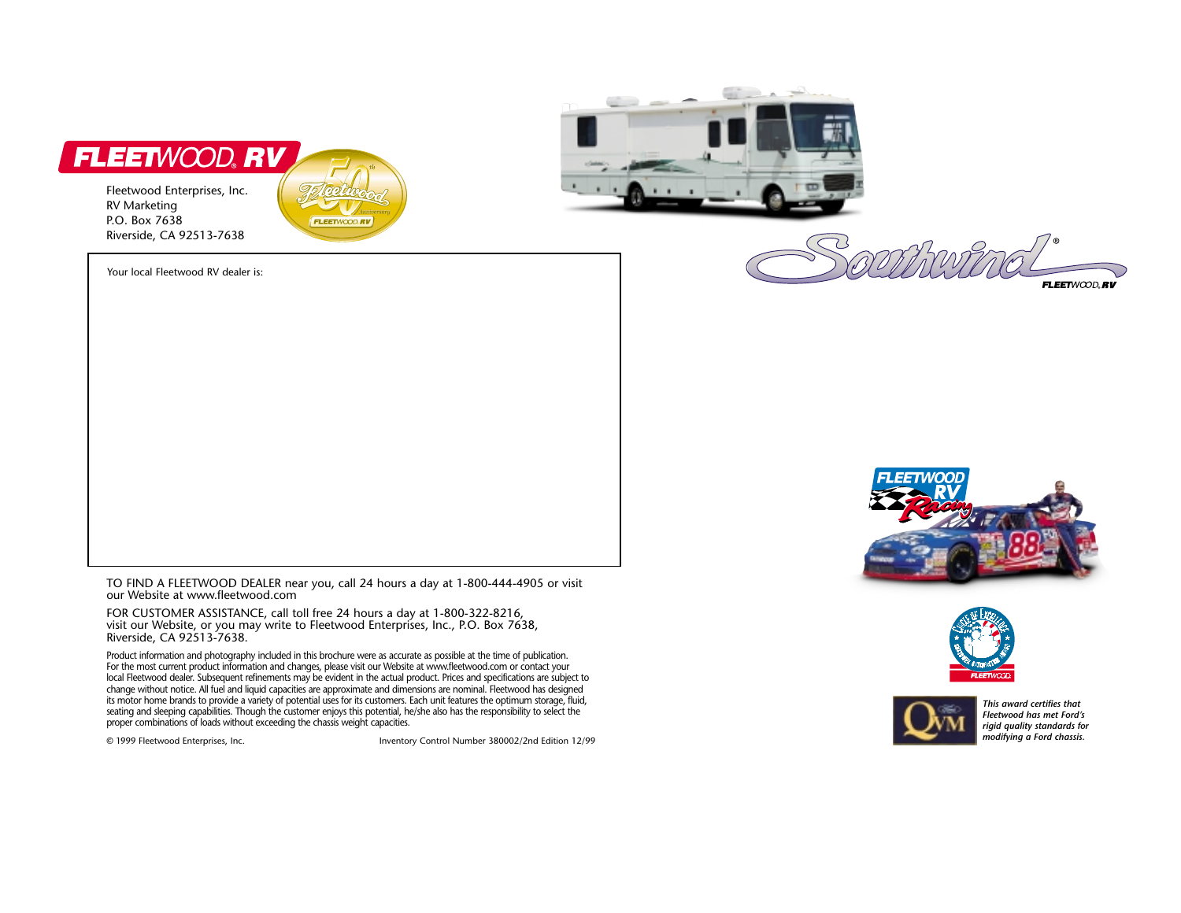FLEETWOOD® RV

Fleetwood Enterprises, Inc.
RV Marketing
P.O. Box 7638
Riverside, CA 92513-7638

Your local Fleetwood RV dealer is:

TO FIND A FLEETWOOD DEALER near you, call 24 hours a day at 1-800-444-4905 or visit our Website at www.fleetwood.com

FOR CUSTOMER ASSISTANCE, call toll free 24 hours a day at 1-800-322-8216, visit our Website, or you may write to Fleetwood Enterprises, Inc., P.O. Box 7638, Riverside, CA 92513-7638.

Product information and photography included in this brochure were as accurate as possible at the time of publication. For the most current product information and changes, please visit our Website at www.fleetwood.com or contact your local Fleetwood dealer. Subsequent refinements may be evident in the actual product. Prices and specifications are subject to change without notice. All fuel and liquid capacities are approximate and dimensions are nominal. Fleetwood has designed its motor home brands to provide a variety of potential uses for its customers. Each unit features the optimum storage, fluid, seating and sleeping capabilities. Though the customer enjoys this potential, he/she also has the responsibility to select the proper combinations of loads without exceeding the chassis weight capacities.

© 1999 Fleetwood Enterprises, Inc. Inventory Control Number 380002/2nd Edition 12/99

Southwind®
FLEETWOOD® RV

*This award certifies that Fleetwood has met Ford's rigid quality standards for modifying a Ford chassis.*